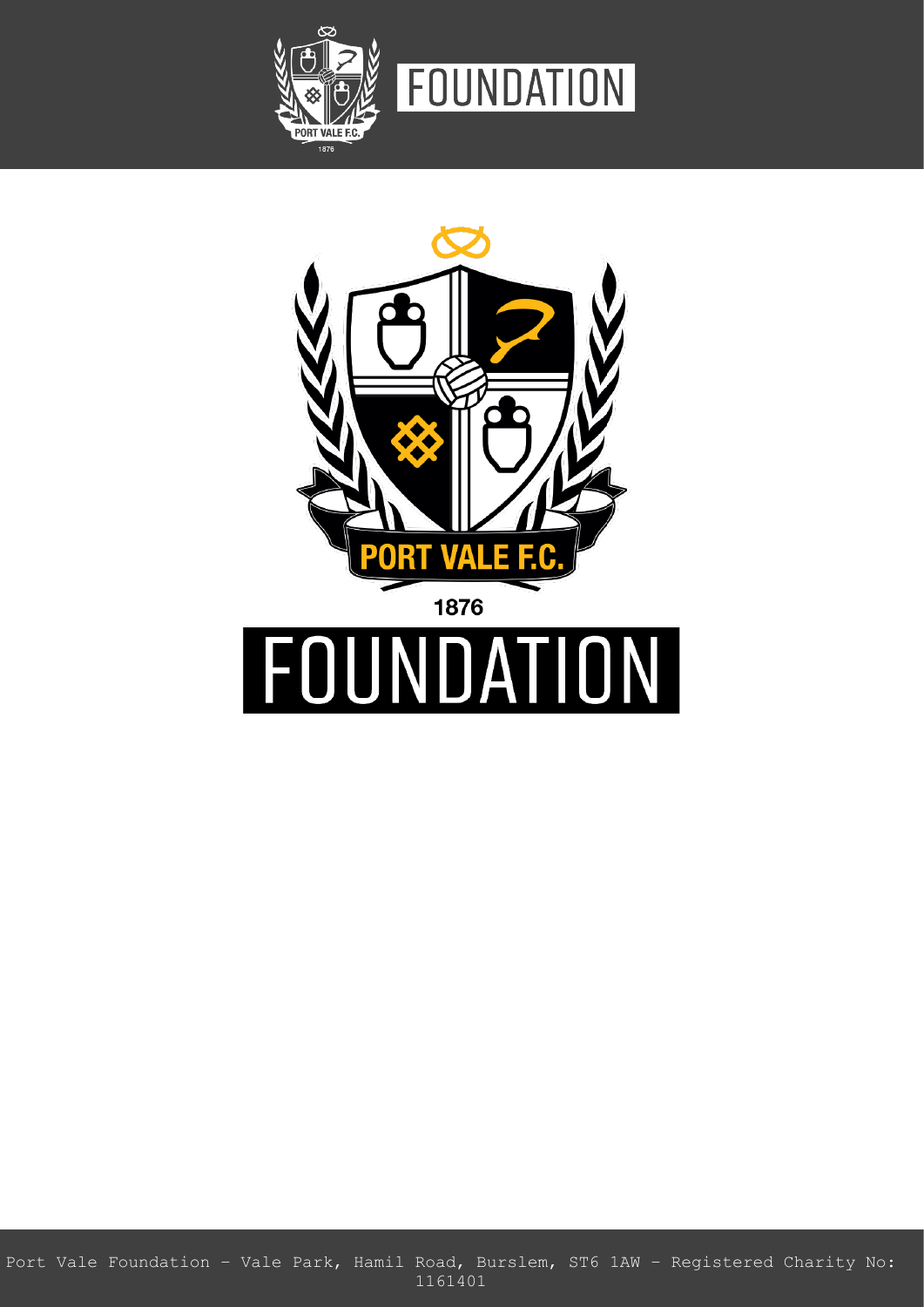PORT VALE F.C.

1876

# FOUNDATION

Port Vale Foundation - Vale Park, Hamil Road, Burslem, ST6 1AW - Registered Charity No: 1161401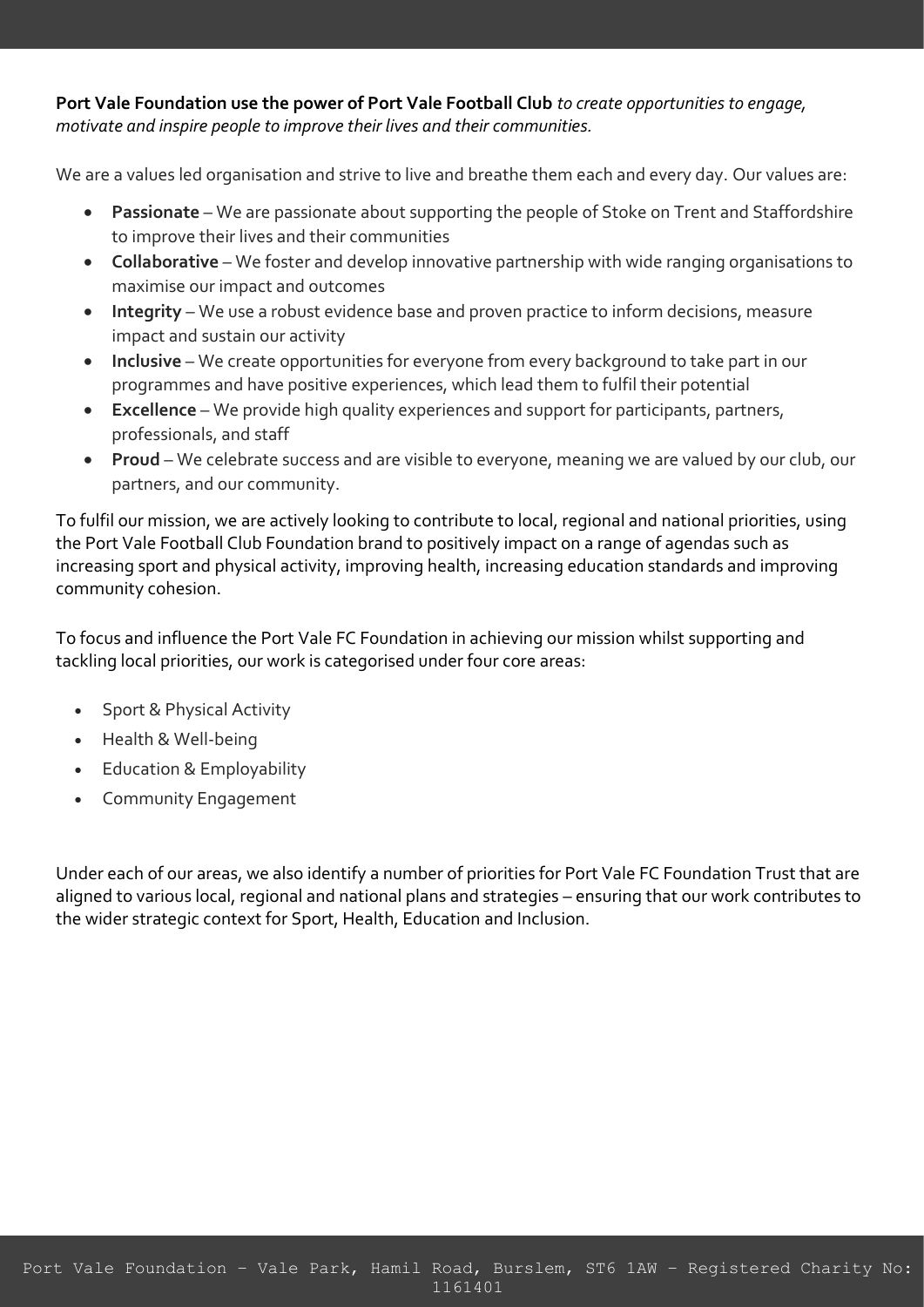**Port Vale Foundation use the power of Port Vale Football Club** *to create opportunities to engage, motivate and inspire people to improve their lives and their communities.*

We are a values led organisation and strive to live and breathe them each and every day. Our values are:

- **Passionate** – We are passionate about supporting the people of Stoke on Trent and Staffordshire to improve their lives and their communities
- **Collaborative** – We foster and develop innovative partnership with wide ranging organisations to maximise our impact and outcomes
- **Integrity** – We use a robust evidence base and proven practice to inform decisions, measure impact and sustain our activity
- **Inclusive** – We create opportunities for everyone from every background to take part in our programmes and have positive experiences, which lead them to fulfil their potential
- **Excellence** – We provide high quality experiences and support for participants, partners, professionals, and staff
- **Proud** – We celebrate success and are visible to everyone, meaning we are valued by our club, our partners, and our community.

To fulfil our mission, we are actively looking to contribute to local, regional and national priorities, using the Port Vale Football Club Foundation brand to positively impact on a range of agendas such as increasing sport and physical activity, improving health, increasing education standards and improving community cohesion.

To focus and influence the Port Vale FC Foundation in achieving our mission whilst supporting and tackling local priorities, our work is categorised under four core areas:

- Sport & Physical Activity
- Health & Well-being
- Education & Employability
- Community Engagement

Under each of our areas, we also identify a number of priorities for Port Vale FC Foundation Trust that are aligned to various local, regional and national plans and strategies – ensuring that our work contributes to the wider strategic context for Sport, Health, Education and Inclusion.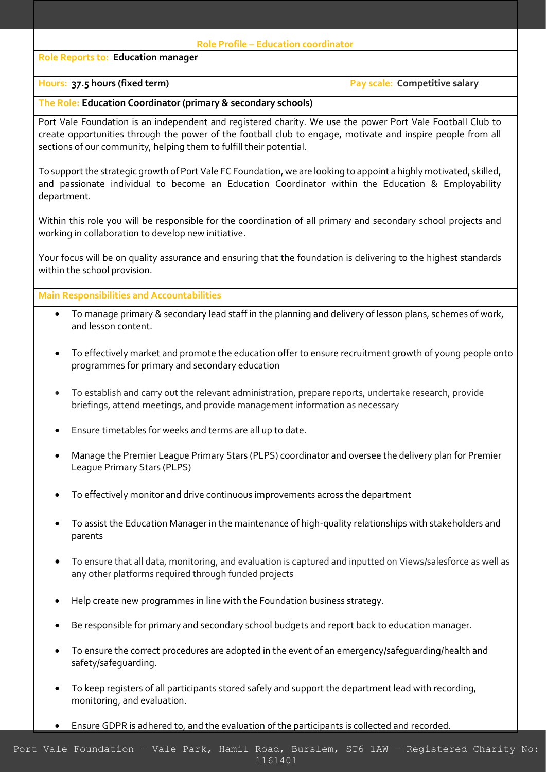## Role Profile – Education coordinator

**Role Reports to:** **Education manager**

**Hours:** **37.5 hours (fixed term)** **Pay scale:** **Competitive salary**

**The Role:** **Education Coordinator (primary & secondary schools)**

Port Vale Foundation is an independent and registered charity. We use the power Port Vale Football Club to create opportunities through the power of the football club to engage, motivate and inspire people from all sections of our community, helping them to fulfill their potential.

To support the strategic growth of Port Vale FC Foundation, we are looking to appoint a highly motivated, skilled, and passionate individual to become an Education Coordinator within the Education & Employability department.

Within this role you will be responsible for the coordination of all primary and secondary school projects and working in collaboration to develop new initiative.

Your focus will be on quality assurance and ensuring that the foundation is delivering to the highest standards within the school provision.

### Main Responsibilities and Accountabilities

- To manage primary & secondary lead staff in the planning and delivery of lesson plans, schemes of work, and lesson content.
- To effectively market and promote the education offer to ensure recruitment growth of young people onto programmes for primary and secondary education
- To establish and carry out the relevant administration, prepare reports, undertake research, provide briefings, attend meetings, and provide management information as necessary
- Ensure timetables for weeks and terms are all up to date.
- Manage the Premier League Primary Stars (PLPS) coordinator and oversee the delivery plan for Premier League Primary Stars (PLPS)
- To effectively monitor and drive continuous improvements across the department
- To assist the Education Manager in the maintenance of high-quality relationships with stakeholders and parents
- To ensure that all data, monitoring, and evaluation is captured and inputted on Views/salesforce as well as any other platforms required through funded projects
- Help create new programmes in line with the Foundation business strategy.
- Be responsible for primary and secondary school budgets and report back to education manager.
- To ensure the correct procedures are adopted in the event of an emergency/safeguarding/health and safety/safeguarding.
- To keep registers of all participants stored safely and support the department lead with recording, monitoring, and evaluation.
- Ensure GDPR is adhered to, and the evaluation of the participants is collected and recorded.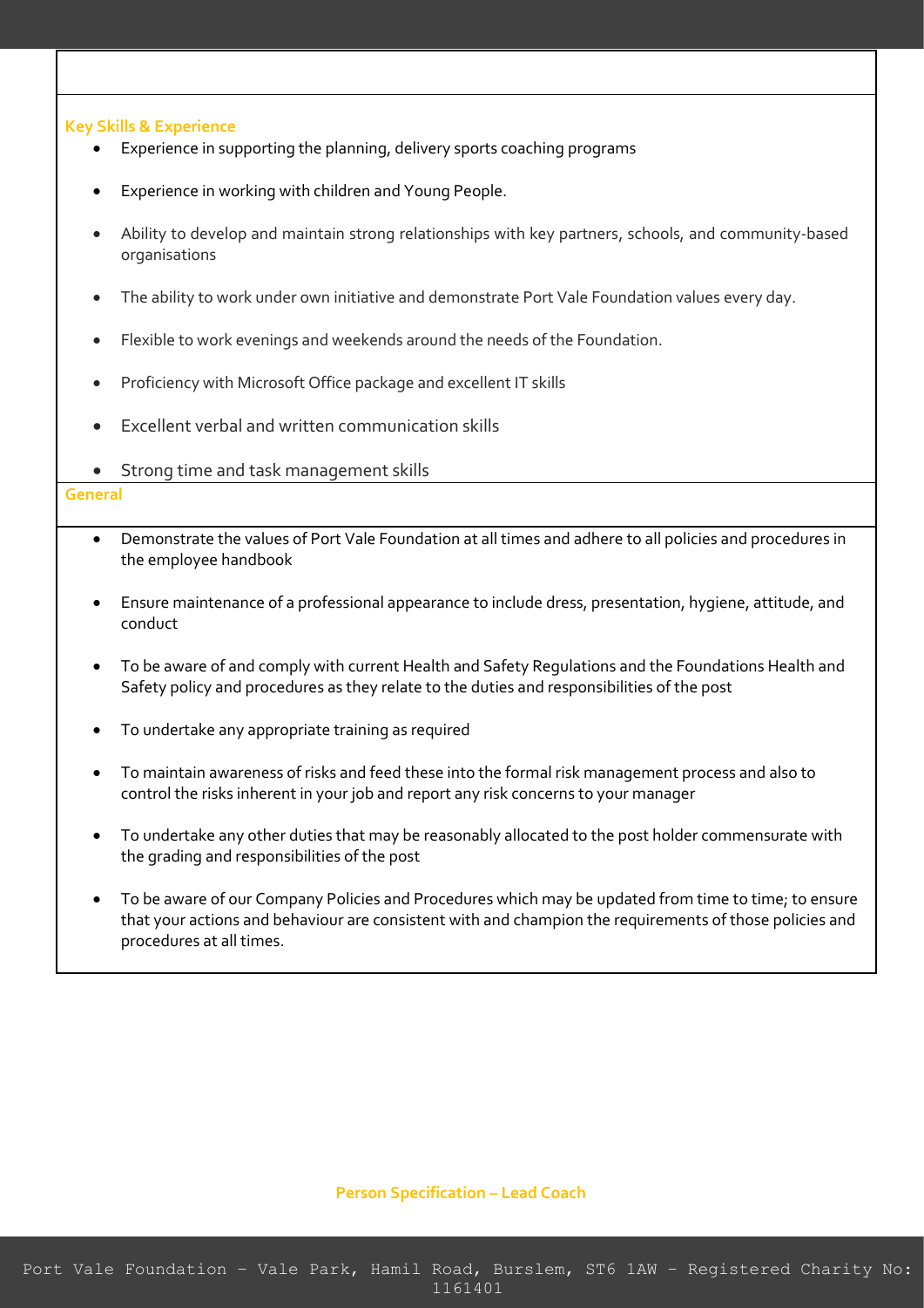### Key Skills & Experience

- Experience in supporting the planning, delivery sports coaching programs
- Experience in working with children and Young People.
- Ability to develop and maintain strong relationships with key partners, schools, and community-based organisations
- The ability to work under own initiative and demonstrate Port Vale Foundation values every day.
- Flexible to work evenings and weekends around the needs of the Foundation.
- Proficiency with Microsoft Office package and excellent IT skills
- Excellent verbal and written communication skills
- Strong time and task management skills

### General

- Demonstrate the values of Port Vale Foundation at all times and adhere to all policies and procedures in the employee handbook
- Ensure maintenance of a professional appearance to include dress, presentation, hygiene, attitude, and conduct
- To be aware of and comply with current Health and Safety Regulations and the Foundations Health and Safety policy and procedures as they relate to the duties and responsibilities of the post
- To undertake any appropriate training as required
- To maintain awareness of risks and feed these into the formal risk management process and also to control the risks inherent in your job and report any risk concerns to your manager
- To undertake any other duties that may be reasonably allocated to the post holder commensurate with the grading and responsibilities of the post
- To be aware of our Company Policies and Procedures which may be updated from time to time; to ensure that your actions and behaviour are consistent with and champion the requirements of those policies and procedures at all times.

**Person Specification – Lead Coach**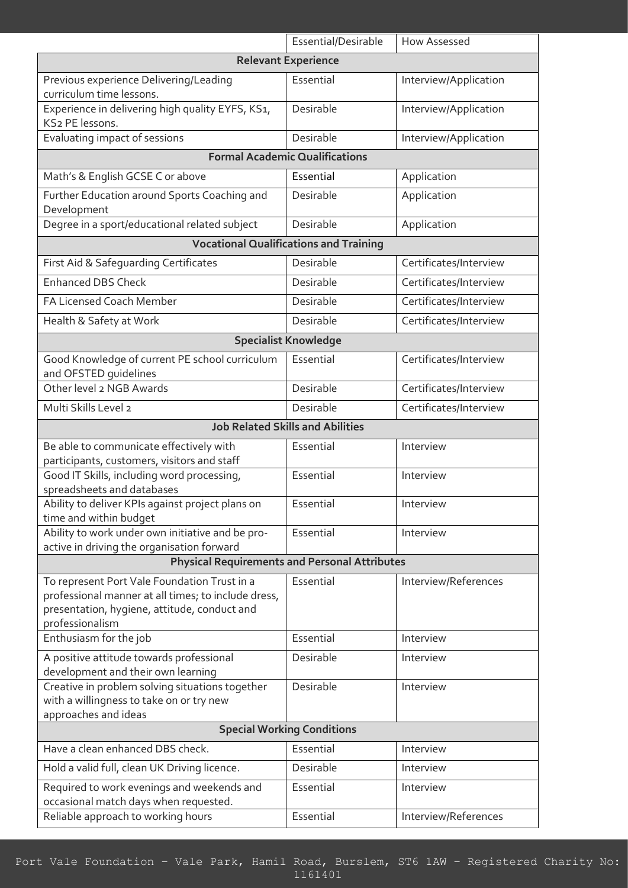| | Essential/Desirable | How Assessed |
|---|---|---|
| **Relevant Experience** | | |
| Previous experience Delivering/Leading curriculum time lessons. | Essential | Interview/Application |
| Experience in delivering high quality EYFS, KS1, KS2 PE lessons. | Desirable | Interview/Application |
| Evaluating impact of sessions | Desirable | Interview/Application |
| **Formal Academic Qualifications** | | |
| Math's & English GCSE C or above | Essential | Application |
| Further Education around Sports Coaching and Development | Desirable | Application |
| Degree in a sport/educational related subject | Desirable | Application |
| **Vocational Qualifications and Training** | | |
| First Aid & Safeguarding Certificates | Desirable | Certificates/Interview |
| Enhanced DBS Check | Desirable | Certificates/Interview |
| FA Licensed Coach Member | Desirable | Certificates/Interview |
| Health & Safety at Work | Desirable | Certificates/Interview |
| **Specialist Knowledge** | | |
| Good Knowledge of current PE school curriculum and OFSTED guidelines | Essential | Certificates/Interview |
| Other level 2 NGB Awards | Desirable | Certificates/Interview |
| Multi Skills Level 2 | Desirable | Certificates/Interview |
| **Job Related Skills and Abilities** | | |
| Be able to communicate effectively with participants, customers, visitors and staff | Essential | Interview |
| Good IT Skills, including word processing, spreadsheets and databases | Essential | Interview |
| Ability to deliver KPIs against project plans on time and within budget | Essential | Interview |
| Ability to work under own initiative and be pro-active in driving the organisation forward | Essential | Interview |
| **Physical Requirements and Personal Attributes** | | |
| To represent Port Vale Foundation Trust in a professional manner at all times; to include dress, presentation, hygiene, attitude, conduct and professionalism | Essential | Interview/References |
| Enthusiasm for the job | Essential | Interview |
| A positive attitude towards professional development and their own learning | Desirable | Interview |
| Creative in problem solving situations together with a willingness to take on or try new approaches and ideas | Desirable | Interview |
| **Special Working Conditions** | | |
| Have a clean enhanced DBS check. | Essential | Interview |
| Hold a valid full, clean UK Driving licence. | Desirable | Interview |
| Required to work evenings and weekends and occasional match days when requested. | Essential | Interview |
| Reliable approach to working hours | Essential | Interview/References |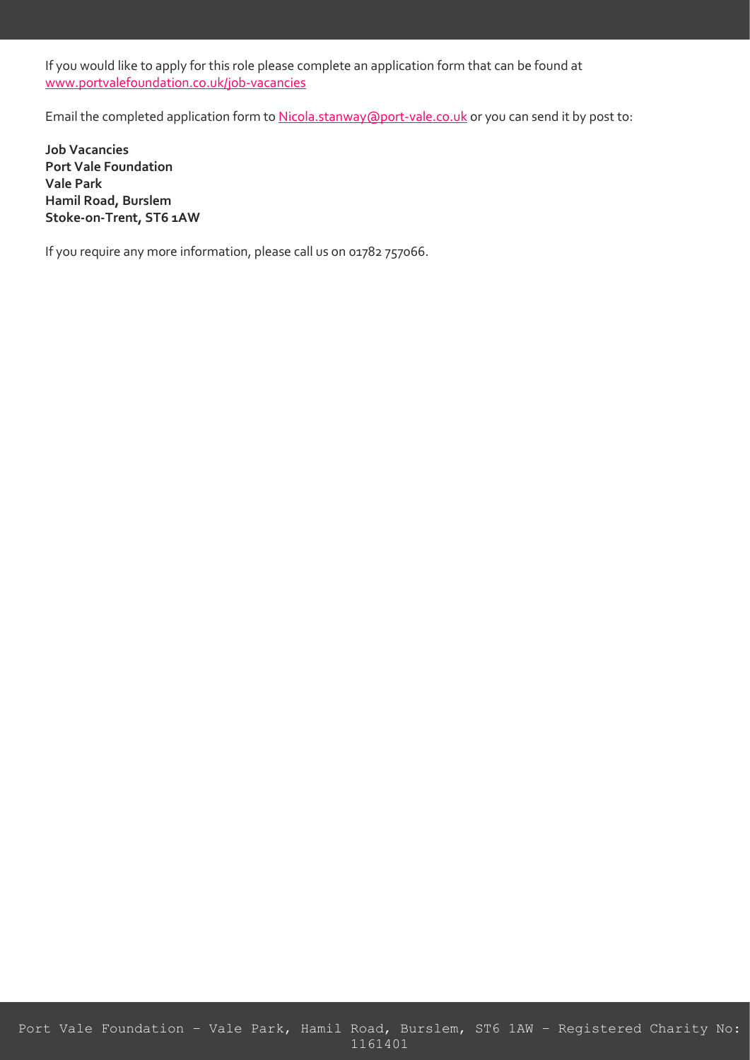If you would like to apply for this role please complete an application form that can be found at [www.portvalefoundation.co.uk/job-vacancies](http://www.portvalefoundation.co.uk/job-vacancies)

Email the completed application form to [Nicola.stanway@port-vale.co.uk](mailto:Nicola.stanway@port-vale.co.uk) or you can send it by post to:

**Job Vacancies**
**Port Vale Foundation**
**Vale Park**
**Hamil Road, Burslem**
**Stoke-on-Trent, ST6 1AW**

If you require any more information, please call us on 01782 757066.